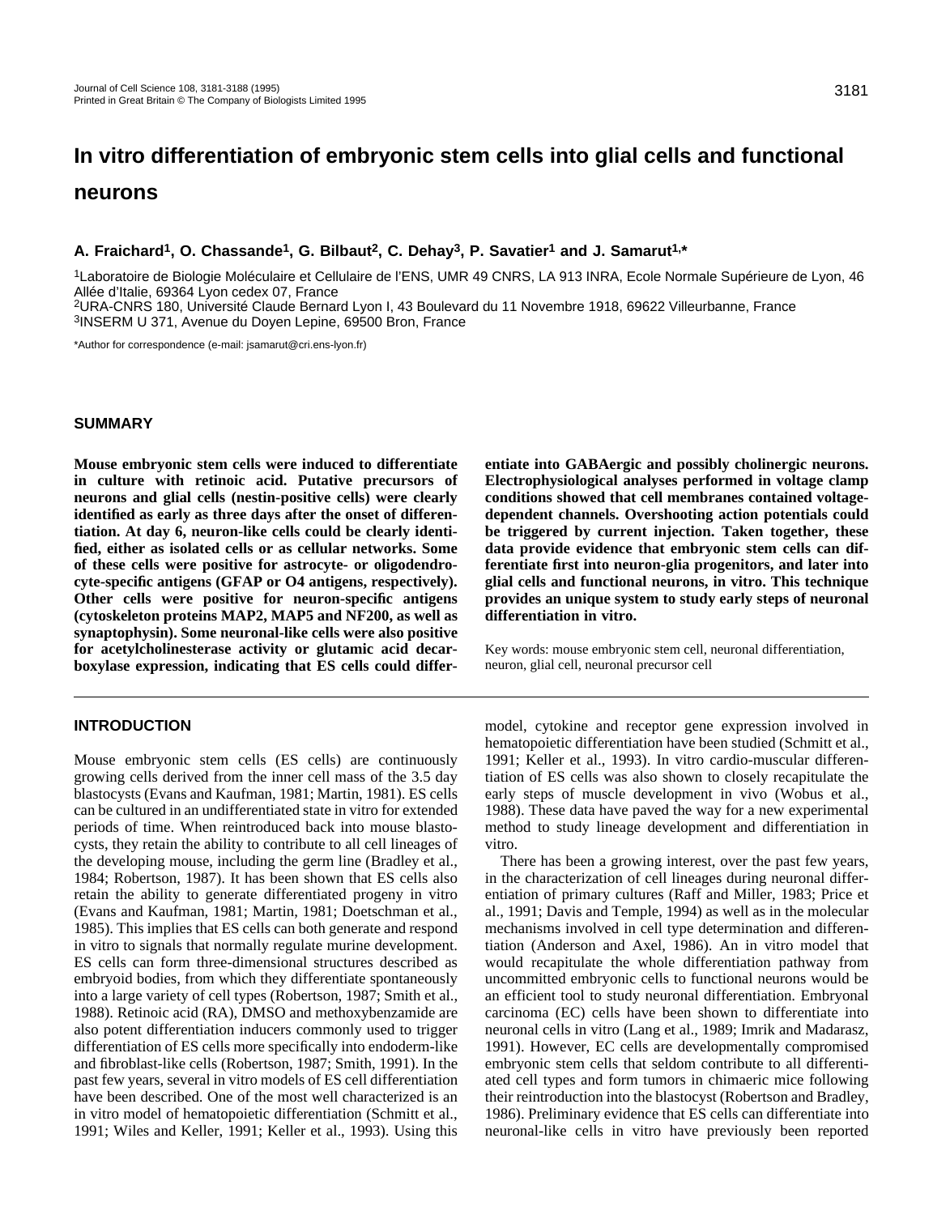# In vitro differentiation of embryonic stem cells into glial cells and functional neurons

**A. Fraichard[1], O. Chassande[1], G. Bilbaut[2], C. Dehay[3], P. Savatier[1] and J. Samarut[1,*]**

[1]Laboratoire de Biologie Moléculaire et Cellulaire de l'ENS, UMR 49 CNRS, LA 913 INRA, Ecole Normale Supérieure de Lyon, 46 Allée d'Italie, 69364 Lyon cedex 07, France
[2]URA-CNRS 180, Université Claude Bernard Lyon I, 43 Boulevard du 11 Novembre 1918, 69622 Villeurbanne, France
[3]INSERM U 371, Avenue du Doyen Lepine, 69500 Bron, France

*Author for correspondence (e-mail: jsamarut@cri.ens-lyon.fr)

## SUMMARY

**Mouse embryonic stem cells were induced to differentiate in culture with retinoic acid. Putative precursors of neurons and glial cells (nestin-positive cells) were clearly identified as early as three days after the onset of differentiation. At day 6, neuron-like cells could be clearly identified, either as isolated cells or as cellular networks. Some of these cells were positive for astrocyte- or oligodendrocyte-specific antigens (GFAP or O4 antigens, respectively). Other cells were positive for neuron-specific antigens (cytoskeleton proteins MAP2, MAP5 and NF200, as well as synaptophysin). Some neuronal-like cells were also positive for acetylcholinesterase activity or glutamic acid decarboxylase expression, indicating that ES cells could differentiate into GABAergic and possibly cholinergic neurons. Electrophysiological analyses performed in voltage clamp conditions showed that cell membranes contained voltage-dependent channels. Overshooting action potentials could be triggered by current injection. Taken together, these data provide evidence that embryonic stem cells can differentiate first into neuron-glia progenitors, and later into glial cells and functional neurons, in vitro. This technique provides an unique system to study early steps of neuronal differentiation in vitro.**

Key words: mouse embryonic stem cell, neuronal differentiation, neuron, glial cell, neuronal precursor cell

## INTRODUCTION

Mouse embryonic stem cells (ES cells) are continuously growing cells derived from the inner cell mass of the 3.5 day blastocysts (Evans and Kaufman, 1981; Martin, 1981). ES cells can be cultured in an undifferentiated state in vitro for extended periods of time. When reintroduced back into mouse blastocysts, they retain the ability to contribute to all cell lineages of the developing mouse, including the germ line (Bradley et al., 1984; Robertson, 1987). It has been shown that ES cells also retain the ability to generate differentiated progeny in vitro (Evans and Kaufman, 1981; Martin, 1981; Doetschman et al., 1985). This implies that ES cells can both generate and respond in vitro to signals that normally regulate murine development. ES cells can form three-dimensional structures described as embryoid bodies, from which they differentiate spontaneously into a large variety of cell types (Robertson, 1987; Smith et al., 1988). Retinoic acid (RA), DMSO and methoxybenzamide are also potent differentiation inducers commonly used to trigger differentiation of ES cells more specifically into endoderm-like and fibroblast-like cells (Robertson, 1987; Smith, 1991). In the past few years, several in vitro models of ES cell differentiation have been described. One of the most well characterized is an in vitro model of hematopoietic differentiation (Schmitt et al., 1991; Wiles and Keller, 1991; Keller et al., 1993). Using this model, cytokine and receptor gene expression involved in hematopoietic differentiation have been studied (Schmitt et al., 1991; Keller et al., 1993). In vitro cardio-muscular differentiation of ES cells was also shown to closely recapitulate the early steps of muscle development in vivo (Wobus et al., 1988). These data have paved the way for a new experimental method to study lineage development and differentiation in vitro.

There has been a growing interest, over the past few years, in the characterization of cell lineages during neuronal differentiation of primary cultures (Raff and Miller, 1983; Price et al., 1991; Davis and Temple, 1994) as well as in the molecular mechanisms involved in cell type determination and differentiation (Anderson and Axel, 1986). An in vitro model that would recapitulate the whole differentiation pathway from uncommitted embryonic cells to functional neurons would be an efficient tool to study neuronal differentiation. Embryonal carcinoma (EC) cells have been shown to differentiate into neuronal cells in vitro (Lang et al., 1989; Imrik and Madarasz, 1991). However, EC cells are developmentally compromised embryonic stem cells that seldom contribute to all differentiated cell types and form tumors in chimaeric mice following their reintroduction into the blastocyst (Robertson and Bradley, 1986). Preliminary evidence that ES cells can differentiate into neuronal-like cells in vitro have previously been reported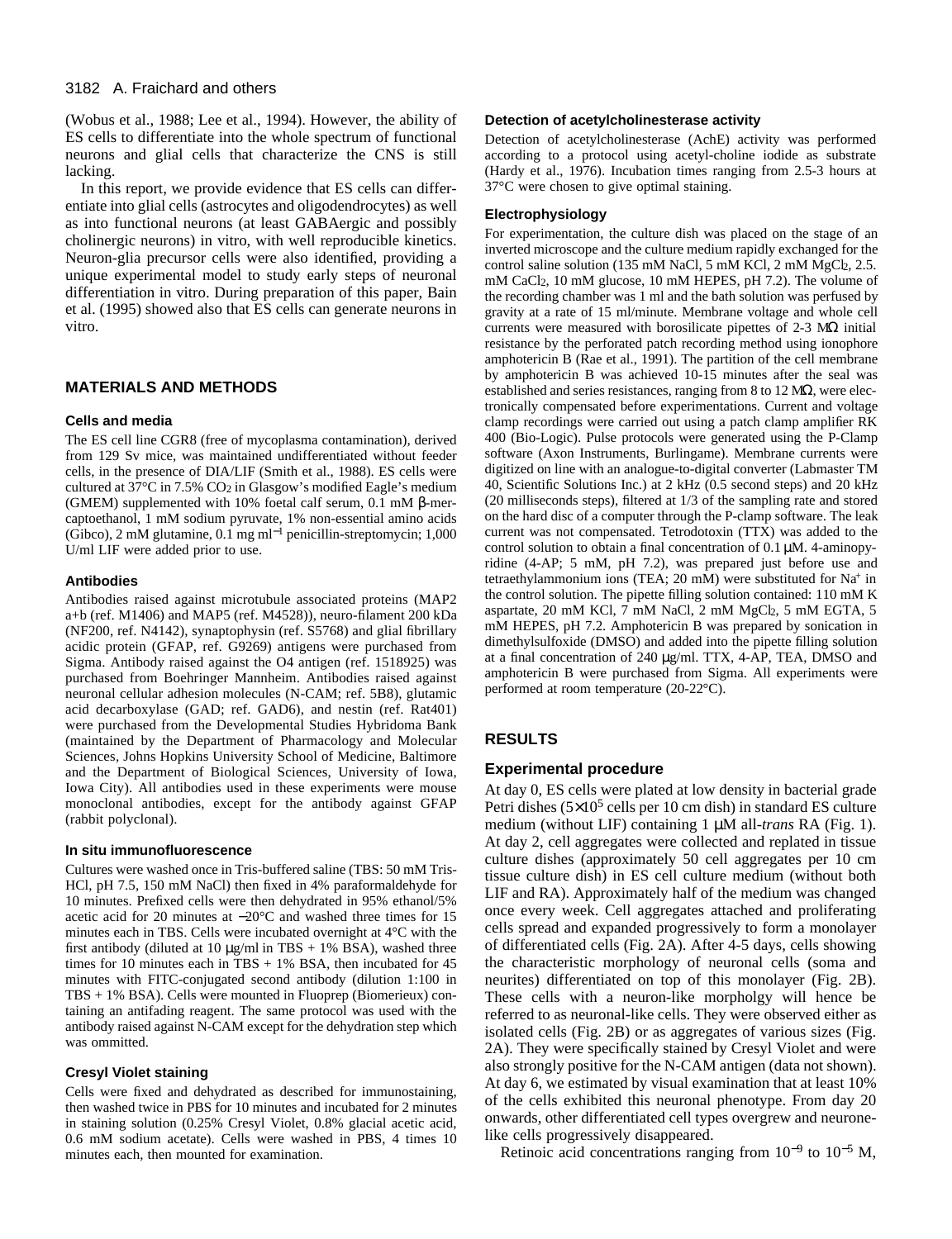(Wobus et al., 1988; Lee et al., 1994). However, the ability of ES cells to differentiate into the whole spectrum of functional neurons and glial cells that characterize the CNS is still lacking.

In this report, we provide evidence that ES cells can differentiate into glial cells (astrocytes and oligodendrocytes) as well as into functional neurons (at least GABAergic and possibly cholinergic neurons) in vitro, with well reproducible kinetics. Neuron-glia precursor cells were also identified, providing a unique experimental model to study early steps of neuronal differentiation in vitro. During preparation of this paper, Bain et al. (1995) showed also that ES cells can generate neurons in vitro.

## MATERIALS AND METHODS

### Cells and media

The ES cell line CGR8 (free of mycoplasma contamination), derived from 129 Sv mice, was maintained undifferentiated without feeder cells, in the presence of DIA/LIF (Smith et al., 1988). ES cells were cultured at 37°C in 7.5% $CO_2$ in Glasgow's modified Eagle's medium (GMEM) supplemented with 10% foetal calf serum, 0.1 mM β-mercaptoethanol, 1 mM sodium pyruvate, 1% non-essential amino acids (Gibco), 2 mM glutamine, 0.1 mg ml$^{-1}$ penicillin-streptomycin; 1,000 U/ml LIF were added prior to use.

### Antibodies

Antibodies raised against microtubule associated proteins (MAP2 a+b (ref. M1406) and MAP5 (ref. M4528)), neuro-filament 200 kDa (NF200, ref. N4142), synaptophysin (ref. S5768) and glial fibrillary acidic protein (GFAP, ref. G9269) antigens were purchased from Sigma. Antibody raised against the O4 antigen (ref. 1518925) was purchased from Boehringer Mannheim. Antibodies raised against neuronal cellular adhesion molecules (N-CAM; ref. 5B8), glutamic acid decarboxylase (GAD; ref. GAD6), and nestin (ref. Rat401) were purchased from the Developmental Studies Hybridoma Bank (maintained by the Department of Pharmacology and Molecular Sciences, Johns Hopkins University School of Medicine, Baltimore and the Department of Biological Sciences, University of Iowa, Iowa City). All antibodies used in these experiments were mouse monoclonal antibodies, except for the antibody against GFAP (rabbit polyclonal).

### In situ immunofluorescence

Cultures were washed once in Tris-buffered saline (TBS: 50 mM Tris-HCl, pH 7.5, 150 mM NaCl) then fixed in 4% paraformaldehyde for 10 minutes. Prefixed cells were then dehydrated in 95% ethanol/5% acetic acid for 20 minutes at −20°C and washed three times for 15 minutes each in TBS. Cells were incubated overnight at 4°C with the first antibody (diluted at 10 μg/ml in TBS + 1% BSA), washed three times for 10 minutes each in TBS + 1% BSA, then incubated for 45 minutes with FITC-conjugated second antibody (dilution 1:100 in TBS + 1% BSA). Cells were mounted in Fluoprep (Biomerieux) containing an antifading reagent. The same protocol was used with the antibody raised against N-CAM except for the dehydration step which was ommitted.

### Cresyl Violet staining

Cells were fixed and dehydrated as described for immunostaining, then washed twice in PBS for 10 minutes and incubated for 2 minutes in staining solution (0.25% Cresyl Violet, 0.8% glacial acetic acid, 0.6 mM sodium acetate). Cells were washed in PBS, 4 times 10 minutes each, then mounted for examination.

### Detection of acetylcholinesterase activity

Detection of acetylcholinesterase (AchE) activity was performed according to a protocol using acetyl-choline iodide as substrate (Hardy et al., 1976). Incubation times ranging from 2.5-3 hours at 37°C were chosen to give optimal staining.

### Electrophysiology

For experimentation, the culture dish was placed on the stage of an inverted microscope and the culture medium rapidly exchanged for the control saline solution (135 mM NaCl, 5 mM KCl, 2 mM $MgCl_2$, 2.5. mM $CaCl_2$, 10 mM glucose, 10 mM HEPES, pH 7.2). The volume of the recording chamber was 1 ml and the bath solution was perfused by gravity at a rate of 15 ml/minute. Membrane voltage and whole cell currents were measured with borosilicate pipettes of 2-3 MΩ initial resistance by the perforated patch recording method using ionophore amphotericin B (Rae et al., 1991). The partition of the cell membrane by amphotericin B was achieved 10-15 minutes after the seal was established and series resistances, ranging from 8 to 12 MΩ, were electronically compensated before experimentations. Current and voltage clamp recordings were carried out using a patch clamp amplifier RK 400 (Bio-Logic). Pulse protocols were generated using the P-Clamp software (Axon Instruments, Burlingame). Membrane currents were digitized on line with an analogue-to-digital converter (Labmaster TM 40, Scientific Solutions Inc.) at 2 kHz (0.5 second steps) and 20 kHz (20 milliseconds steps), filtered at 1/3 of the sampling rate and stored on the hard disc of a computer through the P-clamp software. The leak current was not compensated. Tetrodotoxin (TTX) was added to the control solution to obtain a final concentration of 0.1 μM. 4-aminopyridine (4-AP; 5 mM, pH 7.2), was prepared just before use and tetraethylammonium ions (TEA; 20 mM) were substituted for $Na^+$ in the control solution. The pipette filling solution contained: 110 mM K aspartate, 20 mM KCl, 7 mM NaCl, 2 mM $MgCl_2$, 5 mM EGTA, 5 mM HEPES, pH 7.2. Amphotericin B was prepared by sonication in dimethylsulfoxide (DMSO) and added into the pipette filling solution at a final concentration of 240 μg/ml. TTX, 4-AP, TEA, DMSO and amphotericin B were purchased from Sigma. All experiments were performed at room temperature (20-22°C).

## RESULTS

### Experimental procedure

At day 0, ES cells were plated at low density in bacterial grade Petri dishes ($5\times10^5$ cells per 10 cm dish) in standard ES culture medium (without LIF) containing 1 μM all-*trans* RA (Fig. 1). At day 2, cell aggregates were collected and replated in tissue culture dishes (approximately 50 cell aggregates per 10 cm tissue culture dish) in ES cell culture medium (without both LIF and RA). Approximately half of the medium was changed once every week. Cell aggregates attached and proliferating cells spread and expanded progressively to form a monolayer of differentiated cells (Fig. 2A). After 4-5 days, cells showing the characteristic morphology of neuronal cells (soma and neurites) differentiated on top of this monolayer (Fig. 2B). These cells with a neuron-like morpholgy will hence be referred to as neuronal-like cells. They were observed either as isolated cells (Fig. 2B) or as aggregates of various sizes (Fig. 2A). They were specifically stained by Cresyl Violet and were also strongly positive for the N-CAM antigen (data not shown). At day 6, we estimated by visual examination that at least 10% of the cells exhibited this neuronal phenotype. From day 20 onwards, other differentiated cell types overgrew and neurone-like cells progressively disappeared.

Retinoic acid concentrations ranging from $10^{-9}$ to $10^{-5}$ M,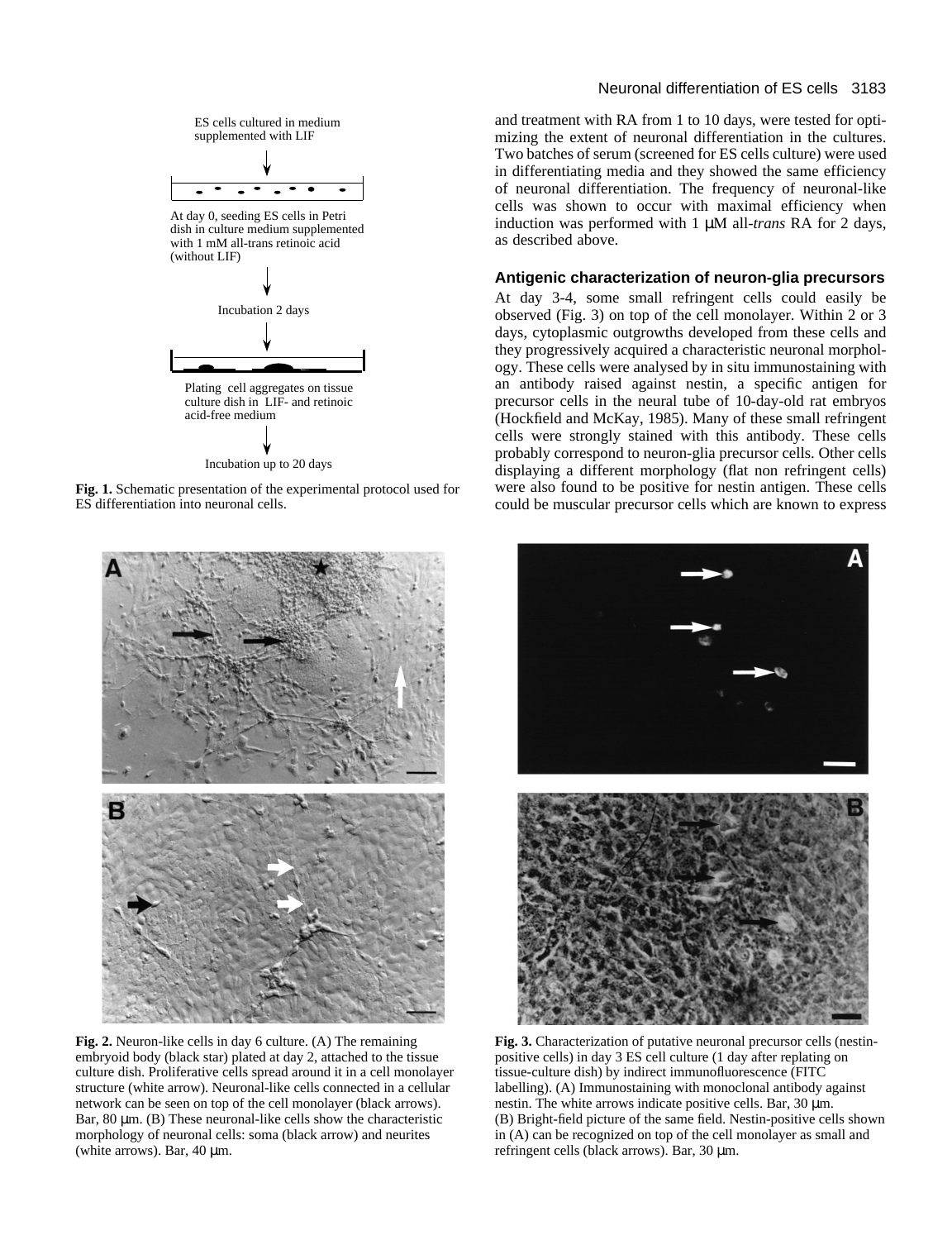ES cells cultured in medium supplemented with LIF

At day 0, seeding ES cells in Petri dish in culture medium supplemented with 1 mM all-trans retinoic acid (without LIF)

Incubation 2 days

Plating cell aggregates on tissue culture dish in LIF- and retinoic acid-free medium

Incubation up to 20 days

**Fig. 1.** Schematic presentation of the experimental protocol used for ES differentiation into neuronal cells.

and treatment with RA from 1 to 10 days, were tested for optimizing the extent of neuronal differentiation in the cultures. Two batches of serum (screened for ES cells culture) were used in differentiating media and they showed the same efficiency of neuronal differentiation. The frequency of neuronal-like cells was shown to occur with maximal efficiency when induction was performed with 1 μM all-*trans* RA for 2 days, as described above.

### Antigenic characterization of neuron-glia precursors

At day 3-4, some small refringent cells could easily be observed (Fig. 3) on top of the cell monolayer. Within 2 or 3 days, cytoplasmic outgrowths developed from these cells and they progressively acquired a characteristic neuronal morphology. These cells were analysed by in situ immunostaining with an antibody raised against nestin, a specific antigen for precursor cells in the neural tube of 10-day-old rat embryos (Hockfield and McKay, 1985). Many of these small refringent cells were strongly stained with this antibody. These cells probably correspond to neuron-glia precursor cells. Other cells displaying a different morphology (flat non refringent cells) were also found to be positive for nestin antigen. These cells could be muscular precursor cells which are known to express

**Fig. 2.** Neuron-like cells in day 6 culture. (A) The remaining embryoid body (black star) plated at day 2, attached to the tissue culture dish. Proliferative cells spread around it in a cell monolayer structure (white arrow). Neuronal-like cells connected in a cellular network can be seen on top of the cell monolayer (black arrows). Bar, 80 μm. (B) These neuronal-like cells show the characteristic morphology of neuronal cells: soma (black arrow) and neurites (white arrows). Bar, 40 μm.

**Fig. 3.** Characterization of putative neuronal precursor cells (nestin-positive cells) in day 3 ES cell culture (1 day after replating on tissue-culture dish) by indirect immunofluorescence (FITC labelling). (A) Immunostaining with monoclonal antibody against nestin. The white arrows indicate positive cells. Bar, 30 μm. (B) Bright-field picture of the same field. Nestin-positive cells shown in (A) can be recognized on top of the cell monolayer as small and refringent cells (black arrows). Bar, 30 μm.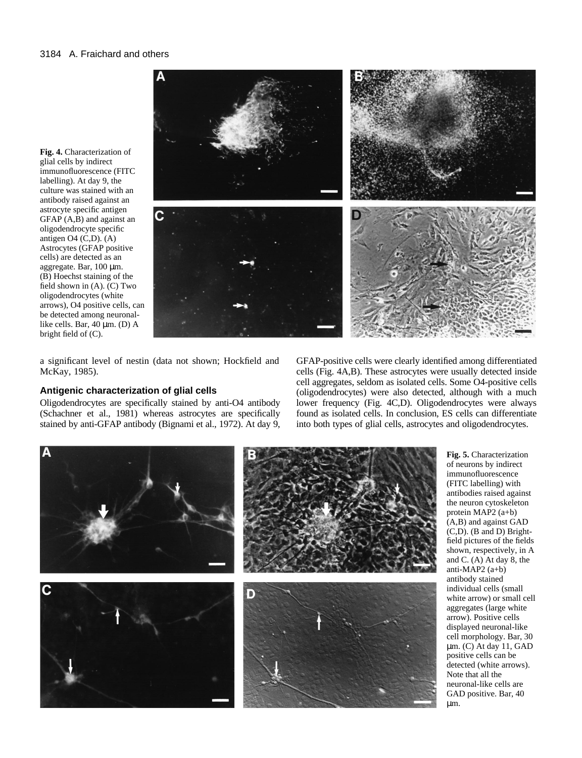**Fig. 4.** Characterization of glial cells by indirect immunofluorescence (FITC labelling). At day 9, the culture was stained with an antibody raised against an astrocyte specific antigen GFAP (A,B) and against an oligodendrocyte specific antigen O4 (C,D). (A) Astrocytes (GFAP positive cells) are detected as an aggregate. Bar, 100 μm. (B) Hoechst staining of the field shown in (A). (C) Two oligodendrocytes (white arrows), O4 positive cells, can be detected among neuronal-like cells. Bar, 40 μm. (D) A bright field of (C).

a significant level of nestin (data not shown; Hockfield and McKay, 1985).

### Antigenic characterization of glial cells

Oligodendrocytes are specifically stained by anti-O4 antibody (Schachner et al., 1981) whereas astrocytes are specifically stained by anti-GFAP antibody (Bignami et al., 1972). At day 9, GFAP-positive cells were clearly identified among differentiated cells (Fig. 4A,B). These astrocytes were usually detected inside cell aggregates, seldom as isolated cells. Some O4-positive cells (oligodendrocytes) were also detected, although with a much lower frequency (Fig. 4C,D). Oligodendrocytes were always found as isolated cells. In conclusion, ES cells can differentiate into both types of glial cells, astrocytes and oligodendrocytes.

**Fig. 5.** Characterization of neurons by indirect immunofluorescence (FITC labelling) with antibodies raised against the neuron cytoskeleton protein MAP2 (a+b) (A,B) and against GAD (C,D). (B and D) Bright-field pictures of the fields shown, respectively, in A and C. (A) At day 8, the anti-MAP2 (a+b) antibody stained individual cells (small white arrow) or small cell aggregates (large white arrow). Positive cells displayed neuronal-like cell morphology. Bar, 30 μm. (C) At day 11, GAD positive cells can be detected (white arrows). Note that all the neuronal-like cells are GAD positive. Bar, 40 μm.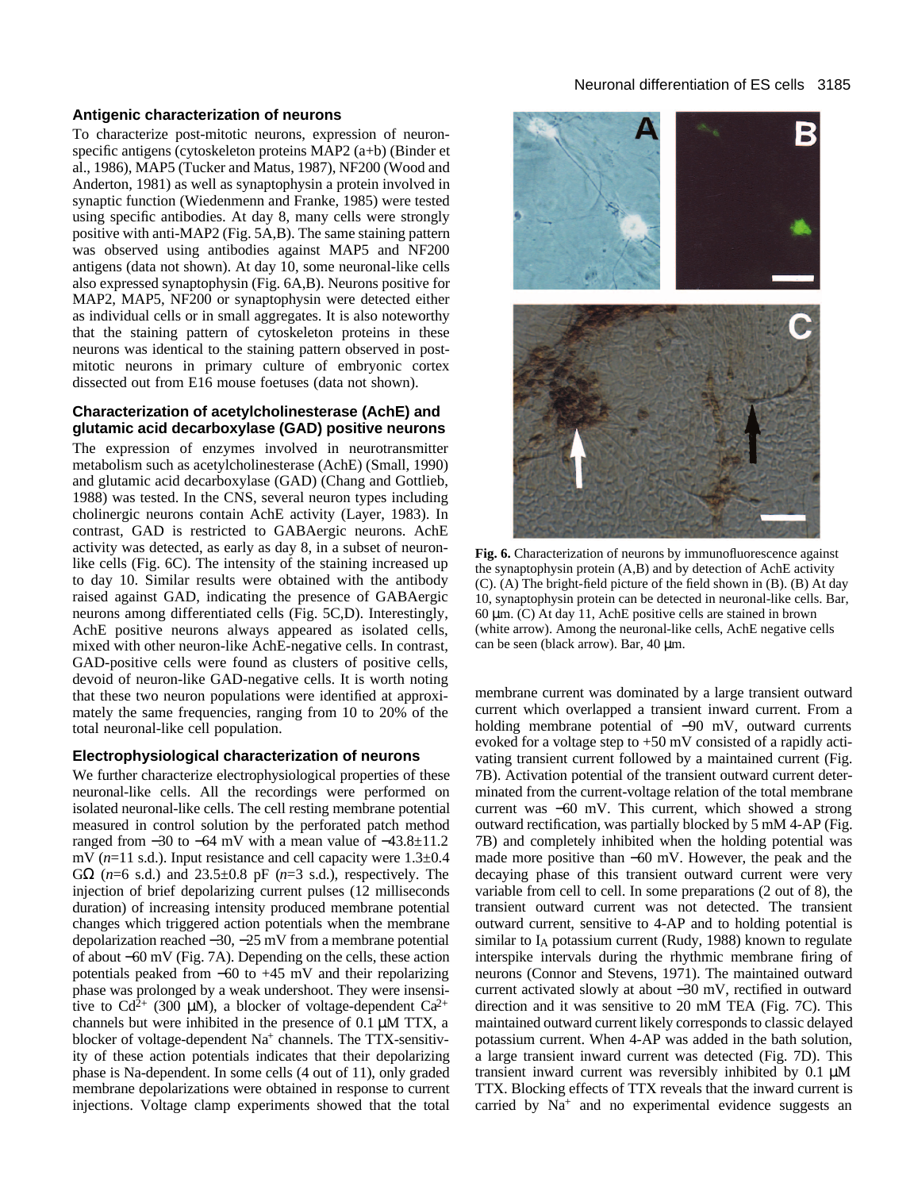### Antigenic characterization of neurons

To characterize post-mitotic neurons, expression of neuron-specific antigens (cytoskeleton proteins MAP2 (a+b) (Binder et al., 1986), MAP5 (Tucker and Matus, 1987), NF200 (Wood and Anderton, 1981) as well as synaptophysin a protein involved in synaptic function (Wiedenmenn and Franke, 1985) were tested using specific antibodies. At day 8, many cells were strongly positive with anti-MAP2 (Fig. 5A,B). The same staining pattern was observed using antibodies against MAP5 and NF200 antigens (data not shown). At day 10, some neuronal-like cells also expressed synaptophysin (Fig. 6A,B). Neurons positive for MAP2, MAP5, NF200 or synaptophysin were detected either as individual cells or in small aggregates. It is also noteworthy that the staining pattern of cytoskeleton proteins in these neurons was identical to the staining pattern observed in post-mitotic neurons in primary culture of embryonic cortex dissected out from E16 mouse foetuses (data not shown).

### Characterization of acetylcholinesterase (AchE) and glutamic acid decarboxylase (GAD) positive neurons

The expression of enzymes involved in neurotransmitter metabolism such as acetylcholinesterase (AchE) (Small, 1990) and glutamic acid decarboxylase (GAD) (Chang and Gottlieb, 1988) was tested. In the CNS, several neuron types including cholinergic neurons contain AchE activity (Layer, 1983). In contrast, GAD is restricted to GABAergic neurons. AchE activity was detected, as early as day 8, in a subset of neuron-like cells (Fig. 6C). The intensity of the staining increased up to day 10. Similar results were obtained with the antibody raised against GAD, indicating the presence of GABAergic neurons among differentiated cells (Fig. 5C,D). Interestingly, AchE positive neurons always appeared as isolated cells, mixed with other neuron-like AchE-negative cells. In contrast, GAD-positive cells were found as clusters of positive cells, devoid of neuron-like GAD-negative cells. It is worth noting that these two neuron populations were identified at approximately the same frequencies, ranging from 10 to 20% of the total neuronal-like cell population.

### Electrophysiological characterization of neurons

We further characterize electrophysiological properties of these neuronal-like cells. All the recordings were performed on isolated neuronal-like cells. The cell resting membrane potential measured in control solution by the perforated patch method ranged from −30 to −64 mV with a mean value of −43.8±11.2 mV ($n$=11 s.d.). Input resistance and cell capacity were 1.3±0.4 GΩ ($n$=6 s.d.) and 23.5±0.8 pF ($n$=3 s.d.), respectively. The injection of brief depolarizing current pulses (12 milliseconds duration) of increasing intensity produced membrane potential changes which triggered action potentials when the membrane depolarization reached −30, −25 mV from a membrane potential of about −60 mV (Fig. 7A). Depending on the cells, these action potentials peaked from −60 to +45 mV and their repolarizing phase was prolonged by a weak undershoot. They were insensitive to $Cd^{2+}$ (300 μM), a blocker of voltage-dependent $Ca^{2+}$ channels but were inhibited in the presence of 0.1 μM TTX, a blocker of voltage-dependent $Na^+$ channels. The TTX-sensitivity of these action potentials indicates that their depolarizing phase is Na-dependent. In some cells (4 out of 11), only graded membrane depolarizations were obtained in response to current injections. Voltage clamp experiments showed that the total membrane current was dominated by a large transient outward current which overlapped a transient inward current. From a holding membrane potential of −90 mV, outward currents evoked for a voltage step to +50 mV consisted of a rapidly activating transient current followed by a maintained current (Fig. 7B). Activation potential of the transient outward current determinated from the current-voltage relation of the total membrane current was −60 mV. This current, which showed a strong outward rectification, was partially blocked by 5 mM 4-AP (Fig. 7B) and completely inhibited when the holding potential was made more positive than −60 mV. However, the peak and the decaying phase of this transient outward current were very variable from cell to cell. In some preparations (2 out of 8), the transient outward current was not detected. The transient outward current, sensitive to 4-AP and to holding potential is similar to $I_A$ potassium current (Rudy, 1988) known to regulate interspike intervals during the rhythmic membrane firing of neurons (Connor and Stevens, 1971). The maintained outward current activated slowly at about −30 mV, rectified in outward direction and it was sensitive to 20 mM TEA (Fig. 7C). This maintained outward current likely corresponds to classic delayed potassium current. When 4-AP was added in the bath solution, a large transient inward current was detected (Fig. 7D). This transient inward current was reversibly inhibited by 0.1 μM TTX. Blocking effects of TTX reveals that the inward current is carried by $Na^+$ and no experimental evidence suggests an

**Fig. 6.** Characterization of neurons by immunofluorescence against the synaptophysin protein (A,B) and by detection of AchE activity (C). (A) The bright-field picture of the field shown in (B). (B) At day 10, synaptophysin protein can be detected in neuronal-like cells. Bar, 60 μm. (C) At day 11, AchE positive cells are stained in brown (white arrow). Among the neuronal-like cells, AchE negative cells can be seen (black arrow). Bar, 40 μm.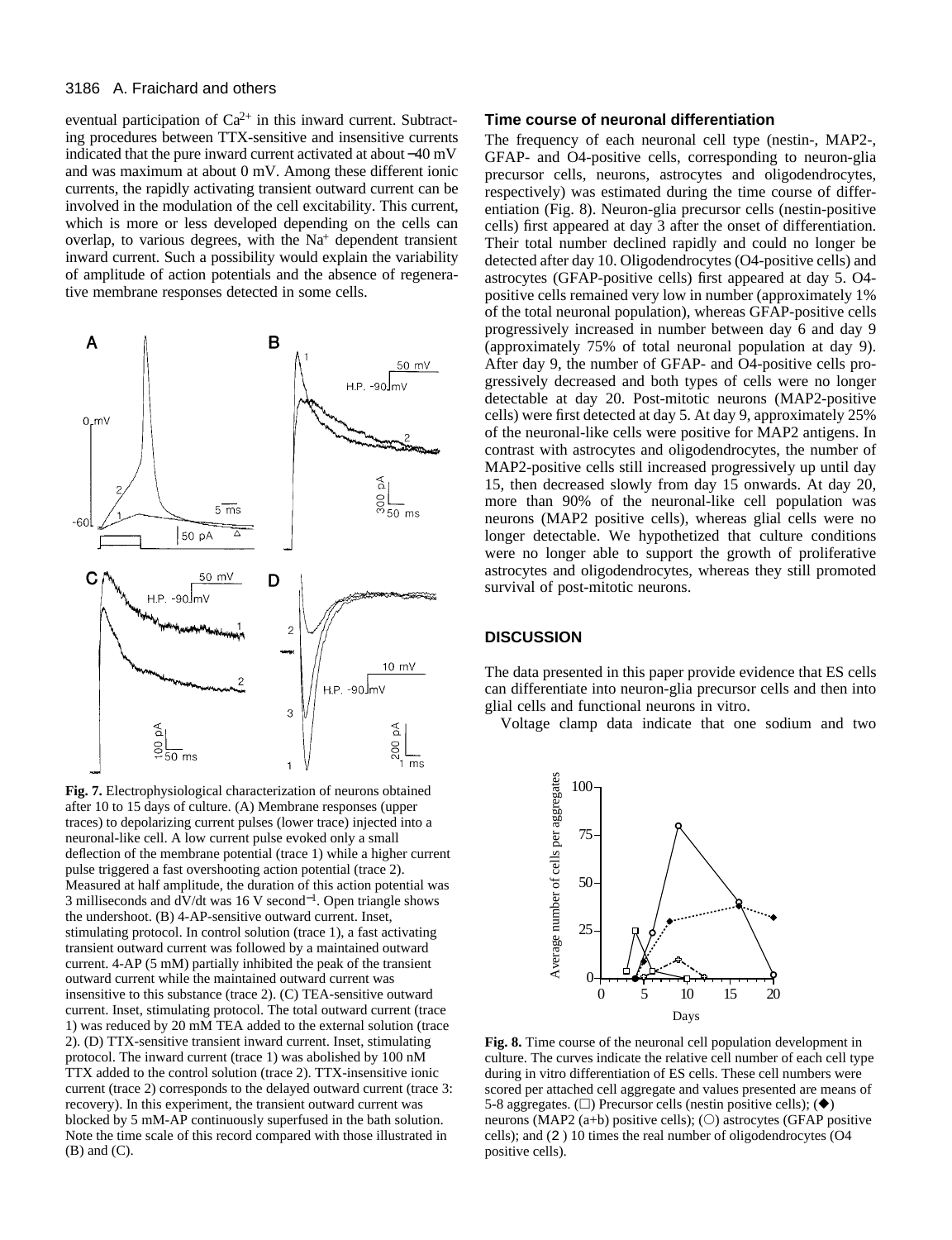eventual participation of $Ca^{2+}$ in this inward current. Subtracting procedures between TTX-sensitive and insensitive currents indicated that the pure inward current activated at about −40 mV and was maximum at about 0 mV. Among these different ionic currents, the rapidly activating transient outward current can be involved in the modulation of the cell excitability. This current, which is more or less developed depending on the cells can overlap, to various degrees, with the $Na^{+}$ dependent transient inward current. Such a possibility would explain the variability of amplitude of action potentials and the absence of regenerative membrane responses detected in some cells.

**Fig. 7.** Electrophysiological characterization of neurons obtained after 10 to 15 days of culture. (A) Membrane responses (upper traces) to depolarizing current pulses (lower trace) injected into a neuronal-like cell. A low current pulse evoked only a small deflection of the membrane potential (trace 1) while a higher current pulse triggered a fast overshooting action potential (trace 2). Measured at half amplitude, the duration of this action potential was 3 milliseconds and dV/dt was 16 V second$^{-1}$. Open triangle shows the undershoot. (B) 4-AP-sensitive outward current. Inset, stimulating protocol. In control solution (trace 1), a fast activating transient outward current was followed by a maintained outward current. 4-AP (5 mM) partially inhibited the peak of the transient outward current while the maintained outward current was insensitive to this substance (trace 2). (C) TEA-sensitive outward current. Inset, stimulating protocol. The total outward current (trace 1) was reduced by 20 mM TEA added to the external solution (trace 2). (D) TTX-sensitive transient inward current. Inset, stimulating protocol. The inward current (trace 1) was abolished by 100 nM TTX added to the control solution (trace 2). TTX-insensitive ionic current (trace 2) corresponds to the delayed outward current (trace 3: recovery). In this experiment, the transient outward current was blocked by 5 mM-AP continuously superfused in the bath solution. Note the time scale of this record compared with those illustrated in (B) and (C).

### Time course of neuronal differentiation

The frequency of each neuronal cell type (nestin-, MAP2-, GFAP- and O4-positive cells, corresponding to neuron-glia precursor cells, neurons, astrocytes and oligodendrocytes, respectively) was estimated during the time course of differentiation (Fig. 8). Neuron-glia precursor cells (nestin-positive cells) first appeared at day 3 after the onset of differentiation. Their total number declined rapidly and could no longer be detected after day 10. Oligodendrocytes (O4-positive cells) and astrocytes (GFAP-positive cells) first appeared at day 5. O4-positive cells remained very low in number (approximately 1% of the total neuronal population), whereas GFAP-positive cells progressively increased in number between day 6 and day 9 (approximately 75% of total neuronal population at day 9). After day 9, the number of GFAP- and O4-positive cells progressively decreased and both types of cells were no longer detectable at day 20. Post-mitotic neurons (MAP2-positive cells) were first detected at day 5. At day 9, approximately 25% of the neuronal-like cells were positive for MAP2 antigens. In contrast with astrocytes and oligodendrocytes, the number of MAP2-positive cells still increased progressively up until day 15, then decreased slowly from day 15 onwards. At day 20, more than 90% of the neuronal-like cell population was neurons (MAP2 positive cells), whereas glial cells were no longer detectable. We hypothetized that culture conditions were no longer able to support the growth of proliferative astrocytes and oligodendrocytes, whereas they still promoted survival of post-mitotic neurons.

## DISCUSSION

The data presented in this paper provide evidence that ES cells can differentiate into neuron-glia precursor cells and then into glial cells and functional neurons in vitro.

Voltage clamp data indicate that one sodium and two

**Fig. 8.** Time course of the neuronal cell population development in culture. The curves indicate the relative cell number of each cell type during in vitro differentiation of ES cells. These cell numbers were scored per attached cell aggregate and values presented are means of 5-8 aggregates. (□) Precursor cells (nestin positive cells); (◆) neurons (MAP2 (a+b) positive cells); (○) astrocytes (GFAP positive cells); and (✢) 10 times the real number of oligodendrocytes (O4 positive cells).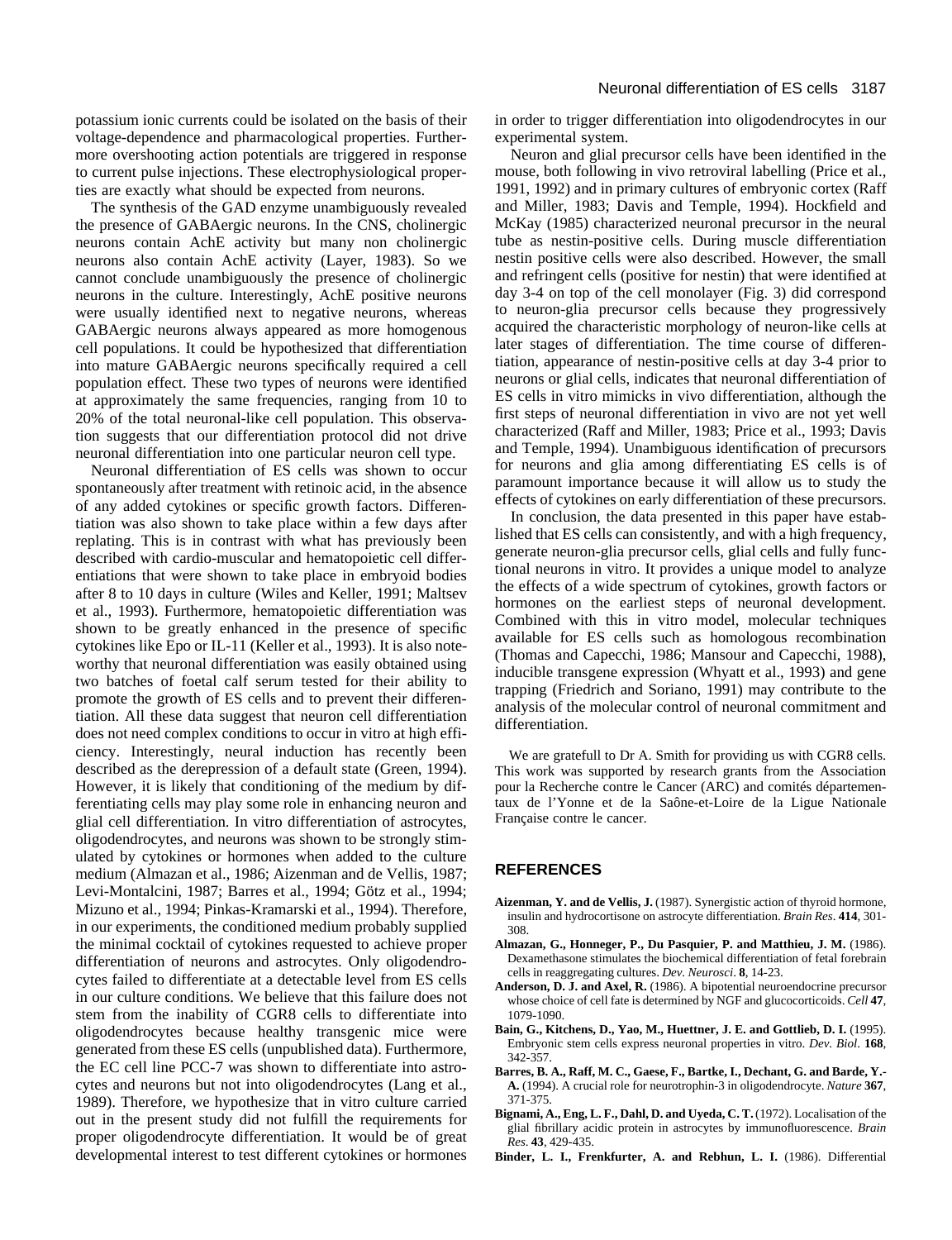potassium ionic currents could be isolated on the basis of their voltage-dependence and pharmacological properties. Furthermore overshooting action potentials are triggered in response to current pulse injections. These electrophysiological properties are exactly what should be expected from neurons.

The synthesis of the GAD enzyme unambiguously revealed the presence of GABAergic neurons. In the CNS, cholinergic neurons contain AchE activity but many non cholinergic neurons also contain AchE activity (Layer, 1983). So we cannot conclude unambiguously the presence of cholinergic neurons in the culture. Interestingly, AchE positive neurons were usually identified next to negative neurons, whereas GABAergic neurons always appeared as more homogenous cell populations. It could be hypothesized that differentiation into mature GABAergic neurons specifically required a cell population effect. These two types of neurons were identified at approximately the same frequencies, ranging from 10 to 20% of the total neuronal-like cell population. This observation suggests that our differentiation protocol did not drive neuronal differentiation into one particular neuron cell type.

Neuronal differentiation of ES cells was shown to occur spontaneously after treatment with retinoic acid, in the absence of any added cytokines or specific growth factors. Differentiation was also shown to take place within a few days after replating. This is in contrast with what has previously been described with cardio-muscular and hematopoietic cell differentiations that were shown to take place in embryoid bodies after 8 to 10 days in culture (Wiles and Keller, 1991; Maltsev et al., 1993). Furthermore, hematopoietic differentiation was shown to be greatly enhanced in the presence of specific cytokines like Epo or IL-11 (Keller et al., 1993). It is also noteworthy that neuronal differentiation was easily obtained using two batches of foetal calf serum tested for their ability to promote the growth of ES cells and to prevent their differentiation. All these data suggest that neuron cell differentiation does not need complex conditions to occur in vitro at high efficiency. Interestingly, neural induction has recently been described as the derepression of a default state (Green, 1994). However, it is likely that conditioning of the medium by differentiating cells may play some role in enhancing neuron and glial cell differentiation. In vitro differentiation of astrocytes, oligodendrocytes, and neurons was shown to be strongly stimulated by cytokines or hormones when added to the culture medium (Almazan et al., 1986; Aizenman and de Vellis, 1987; Levi-Montalcini, 1987; Barres et al., 1994; Götz et al., 1994; Mizuno et al., 1994; Pinkas-Kramarski et al., 1994). Therefore, in our experiments, the conditioned medium probably supplied the minimal cocktail of cytokines requested to achieve proper differentiation of neurons and astrocytes. Only oligodendrocytes failed to differentiate at a detectable level from ES cells in our culture conditions. We believe that this failure does not stem from the inability of CGR8 cells to differentiate into oligodendrocytes because healthy transgenic mice were generated from these ES cells (unpublished data). Furthermore, the EC cell line PCC-7 was shown to differentiate into astrocytes and neurons but not into oligodendrocytes (Lang et al., 1989). Therefore, we hypothesize that in vitro culture carried out in the present study did not fulfill the requirements for proper oligodendrocyte differentiation. It would be of great developmental interest to test different cytokines or hormones in order to trigger differentiation into oligodendrocytes in our experimental system.

Neuron and glial precursor cells have been identified in the mouse, both following in vivo retroviral labelling (Price et al., 1991, 1992) and in primary cultures of embryonic cortex (Raff and Miller, 1983; Davis and Temple, 1994). Hockfield and McKay (1985) characterized neuronal precursor in the neural tube as nestin-positive cells. During muscle differentiation nestin positive cells were also described. However, the small and refringent cells (positive for nestin) that were identified at day 3-4 on top of the cell monolayer (Fig. 3) did correspond to neuron-glia precursor cells because they progressively acquired the characteristic morphology of neuron-like cells at later stages of differentiation. The time course of differentiation, appearance of nestin-positive cells at day 3-4 prior to neurons or glial cells, indicates that neuronal differentiation of ES cells in vitro mimicks in vivo differentiation, although the first steps of neuronal differentiation in vivo are not yet well characterized (Raff and Miller, 1983; Price et al., 1993; Davis and Temple, 1994). Unambiguous identification of precursors for neurons and glia among differentiating ES cells is of paramount importance because it will allow us to study the effects of cytokines on early differentiation of these precursors.

In conclusion, the data presented in this paper have established that ES cells can consistently, and with a high frequency, generate neuron-glia precursor cells, glial cells and fully functional neurons in vitro. It provides a unique model to analyze the effects of a wide spectrum of cytokines, growth factors or hormones on the earliest steps of neuronal development. Combined with this in vitro model, molecular techniques available for ES cells such as homologous recombination (Thomas and Capecchi, 1986; Mansour and Capecchi, 1988), inducible transgene expression (Whyatt et al., 1993) and gene trapping (Friedrich and Soriano, 1991) may contribute to the analysis of the molecular control of neuronal commitment and differentiation.

We are gratefull to Dr A. Smith for providing us with CGR8 cells. This work was supported by research grants from the Association pour la Recherche contre le Cancer (ARC) and comités départementaux de l'Yonne et de la Saône-et-Loire de la Ligue Nationale Française contre le cancer.

## REFERENCES

**Aizenman, Y. and de Vellis, J.** (1987). Synergistic action of thyroid hormone, insulin and hydrocortisone on astrocyte differentiation. *Brain Res*. **414**, 301-308.

**Almazan, G., Honneger, P., Du Pasquier, P. and Matthieu, J. M.** (1986). Dexamethasone stimulates the biochemical differentiation of fetal forebrain cells in reaggregating cultures. *Dev. Neurosci*. **8**, 14-23.

**Anderson, D. J. and Axel, R.** (1986). A bipotential neuroendocrine precursor whose choice of cell fate is determined by NGF and glucocorticoids. *Cell* **47**, 1079-1090.

**Bain, G., Kitchens, D., Yao, M., Huettner, J. E. and Gottlieb, D. I.** (1995). Embryonic stem cells express neuronal properties in vitro. *Dev. Biol*. **168**, 342-357.

**Barres, B. A., Raff, M. C., Gaese, F., Bartke, I., Dechant, G. and Barde, Y.-A.** (1994). A crucial role for neurotrophin-3 in oligodendrocyte. *Nature* **367**, 371-375.

**Bignami, A., Eng, L. F., Dahl, D. and Uyeda, C. T.** (1972). Localisation of the glial fibrillary acidic protein in astrocytes by immunofluorescence. *Brain Res*. **43**, 429-435.

**Binder, L. I., Frenkfurter, A. and Rebhun, L. I.** (1986). Differential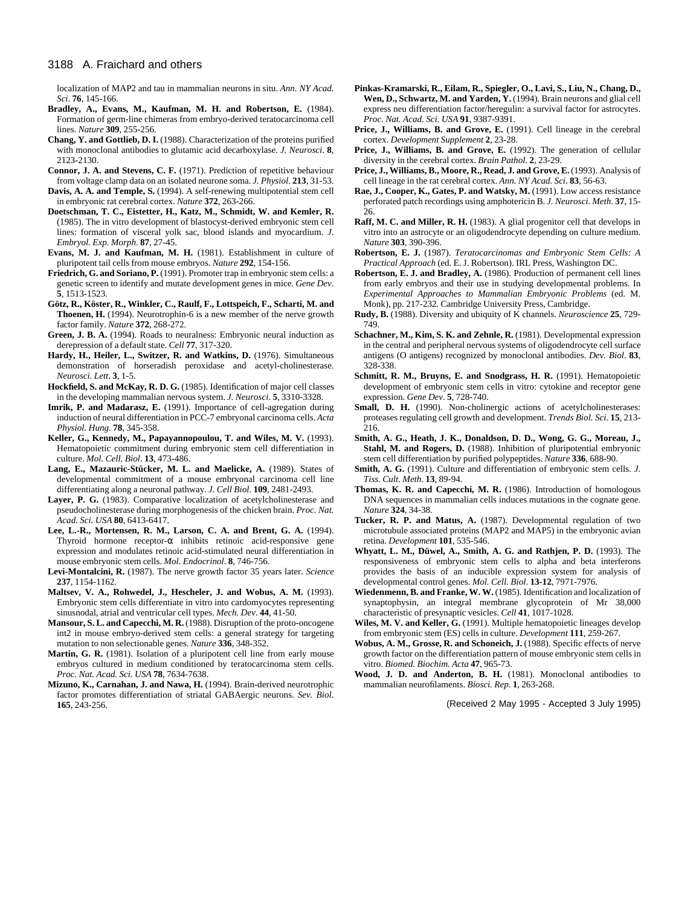localization of MAP2 and tau in mammalian neurons in situ. *Ann. NY Acad. Sci*. **76**, 145-166.

**Bradley, A., Evans, M., Kaufman, M. H. and Robertson, E.** (1984). Formation of germ-line chimeras from embryo-derived teratocarcinoma cell lines. *Nature* **309**, 255-256.

**Chang, Y. and Gottlieb, D. I.** (1988). Characterization of the proteins purified with monoclonal antibodies to glutamic acid decarboxylase. *J. Neurosci*. **8**, 2123-2130.

**Connor, J. A. and Stevens, C. F.** (1971). Prediction of repetitive behaviour from voltage clamp data on an isolated neurone soma. *J. Physiol*. **213**, 31-53.

**Davis, A. A. and Temple, S.** (1994). A self-renewing multipotential stem cell in embryonic rat cerebral cortex. *Nature* **372**, 263-266.

**Doetschman, T. C., Eistetter, H., Katz, M., Schmidt, W. and Kemler, R.** (1985). The in vitro development of blastocyst-derived embryonic stem cell lines: formation of visceral yolk sac, blood islands and myocardium. *J. Embryol. Exp. Morph*. **87**, 27-45.

**Evans, M. J. and Kaufman, M. H.** (1981). Establishment in culture of pluripotent tail cells from mouse embryos. *Nature* **292**, 154-156.

**Friedrich, G. and Soriano, P.** (1991). Promoter trap in embryonic stem cells: a genetic screen to identify and mutate development genes in mice. *Gene Dev*. **5**, 1513-1523.

**Götz, R., Köster, R., Winkler, C., Raulf, F., Lottspeich, F., Scharti, M. and Thoenen, H.** (1994). Neurotrophin-6 is a new member of the nerve growth factor family. *Nature* **372**, 268-272.

**Green, J. B. A.** (1994). Roads to neuralness: Embryonic neural induction as derepression of a default state. *Cell* **77**, 317-320.

**Hardy, H., Heiler, L., Switzer, R. and Watkins, D.** (1976). Simultaneous demonstration of horseradish peroxidase and acetyl-cholinesterase. *Neurosci. Lett*. **3**, 1-5.

**Hockfield, S. and McKay, R. D. G.** (1985). Identification of major cell classes in the developing mammalian nervous system. *J. Neurosci*. **5**, 3310-3328.

**Imrik, P. and Madarasz, E.** (1991). Importance of cell-agregation during induction of neural differentiation in PCC-7 embryonal carcinoma cells. *Acta Physiol. Hung*. **78**, 345-358.

**Keller, G., Kennedy, M., Papayannopoulou, T. and Wiles, M. V.** (1993). Hematopoietic commitment during embryonic stem cell differentiation in culture. *Mol. Cell. Biol*. **13**, 473-486.

**Lang, E., Mazauric-Stücker, M. L. and Maelicke, A.** (1989). States of developmental commitment of a mouse embryonal carcinoma cell line differentiating along a neuronal pathway. *J. Cell Biol*. **109**, 2481-2493.

**Layer, P. G.** (1983). Comparative localization of acetylcholinesterase and pseudocholinesterase during morphogenesis of the chicken brain. *Proc. Nat. Acad. Sci. USA* **80**, 6413-6417.

**Lee, L.-R., Mortensen, R. M., Larson, C. A. and Brent, G. A.** (1994). Thyroid hormone receptor-α inhibits retinoic acid-responsive gene expression and modulates retinoic acid-stimulated neural differentiation in mouse embryonic stem cells. *Mol. Endocrinol*. **8**, 746-756.

**Levi-Montalcini, R.** (1987). The nerve growth factor 35 years later. *Science* **237**, 1154-1162.

**Maltsev, V. A., Rohwedel, J., Hescheler, J. and Wobus, A. M.** (1993). Embryonic stem cells differentiate in vitro into cardiomyocytes representing sinusnodal, atrial and ventricular cell types. *Mech. Dev*. **44**, 41-50.

**Mansour, S. L. and Capecchi, M. R.** (1988). Disruption of the proto-oncogene int2 in mouse embryo-derived stem cells: a general strategy for targeting mutation to non selectionable genes. *Nature* **336**, 348-352.

**Martin, G. R.** (1981). Isolation of a pluripotent cell line from early mouse embryos cultured in medium conditioned by teratocarcinoma stem cells. *Proc. Nat. Acad. Sci. USA* **78**, 7634-7638.

**Mizuno, K., Carnahan, J. and Nawa, H.** (1994). Brain-derived neurotrophic factor promotes differentiation of striatal GABAergic neurons. *Sev. Biol*. **165**, 243-256.

**Pinkas-Kramarski, R., Eilam, R., Spiegler, O., Lavi, S., Liu, N., Chang, D., Wen, D., Schwartz, M. and Yarden, Y.** (1994). Brain neurons and glial cell express neu differentiation factor/heregulin: a survival factor for astrocytes. *Proc. Nat. Acad. Sci. USA* **91**, 9387-9391.

**Price, J., Williams, B. and Grove, E.** (1991). Cell lineage in the cerebral cortex. *Development Supplement* **2**, 23-28.

**Price, J., Williams, B. and Grove, E.** (1992). The generation of cellular diversity in the cerebral cortex. *Brain Pathol*. **2**, 23-29.

**Price, J., Williams, B., Moore, R., Read, J. and Grove, E.** (1993). Analysis of cell lineage in the rat cerebral cortex. *Ann. NY Acad. Sci*. **83**, 56-63.

**Rae, J., Cooper, K., Gates, P. and Watsky, M.** (1991). Low access resistance perforated patch recordings using amphotericin B. *J. Neurosci. Meth*. **37**, 15-26.

**Raff, M. C. and Miller, R. H.** (1983). A glial progenitor cell that develops in vitro into an astrocyte or an oligodendrocyte depending on culture medium. *Nature* **303**, 390-396.

**Robertson, E. J.** (1987). *Teratocarcinomas and Embryonic Stem Cells: A Practical Approach* (ed. E. J. Robertson). IRL Press, Washington DC.

**Robertson, E. J. and Bradley, A.** (1986). Production of permanent cell lines from early embryos and their use in studying developmental problems. In *Experimental Approaches to Mammalian Embryonic Problems* (ed. M. Monk), pp. 217-232. Cambridge University Press, Cambridge.

**Rudy, B.** (1988). Diversity and ubiquity of K channels. *Neuroscience* **25**, 729-749.

**Schachner, M., Kim, S. K. and Zehnle, R.** (1981). Developmental expression in the central and peripheral nervous systems of oligodendrocyte cell surface antigens (O antigens) recognized by monoclonal antibodies. *Dev. Biol*. **83**, 328-338.

**Schmitt, R. M., Bruyns, E. and Snodgrass, H. R.** (1991). Hematopoietic development of embryonic stem cells in vitro: cytokine and receptor gene expression. *Gene Dev*. **5**, 728-740.

**Small, D. H.** (1990). Non-cholinergic actions of acetylcholinesterases: proteases regulating cell growth and development. *Trends Biol. Sci*. **15**, 213-216.

**Smith, A. G., Heath, J. K., Donaldson, D. D., Wong, G. G., Moreau, J., Stahl, M. and Rogers, D.** (1988). Inhibition of pluripotential embryonic stem cell differentiation by purified polypeptides. *Nature* **336**, 688-90.

**Smith, A. G.** (1991). Culture and differentiation of embryonic stem cells. *J. Tiss. Cult. Meth*. **13**, 89-94.

**Thomas, K. R. and Capecchi, M. R.** (1986). Introduction of homologous DNA sequences in mammalian cells induces mutations in the cognate gene. *Nature* **324**, 34-38.

**Tucker, R. P. and Matus, A.** (1987). Developmental regulation of two microtubule associated proteins (MAP2 and MAP5) in the embryonic avian retina. *Development* **101**, 535-546.

**Whyatt, L. M., Düwel, A., Smith, A. G. and Rathjen, P. D.** (1993). The responsiveness of embryonic stem cells to alpha and beta interferons provides the basis of an inducible expression system for analysis of developmental control genes. *Mol. Cell. Biol*. **13-12**, 7971-7976.

**Wiedenmenn, B. and Franke, W. W.** (1985). Identification and localization of synaptophysin, an integral membrane glycoprotein of Mr 38,000 characteristic of presynaptic vesicles. *Cell* **41**, 1017-1028.

**Wiles, M. V. and Keller, G.** (1991). Multiple hematopoietic lineages develop from embryonic stem (ES) cells in culture. *Development* **111**, 259-267.

**Wobus, A. M., Grosse, R. and Schoneich, J.** (1988). Specific effects of nerve growth factor on the differentiation pattern of mouse embryonic stem cells in vitro. *Biomed. Biochim. Acta* **47**, 965-73.

**Wood, J. D. and Anderton, B. H.** (1981). Monoclonal antibodies to mammalian neurofilaments. *Biosci. Rep*. **1**, 263-268.

(Received 2 May 1995 - Accepted 3 July 1995)